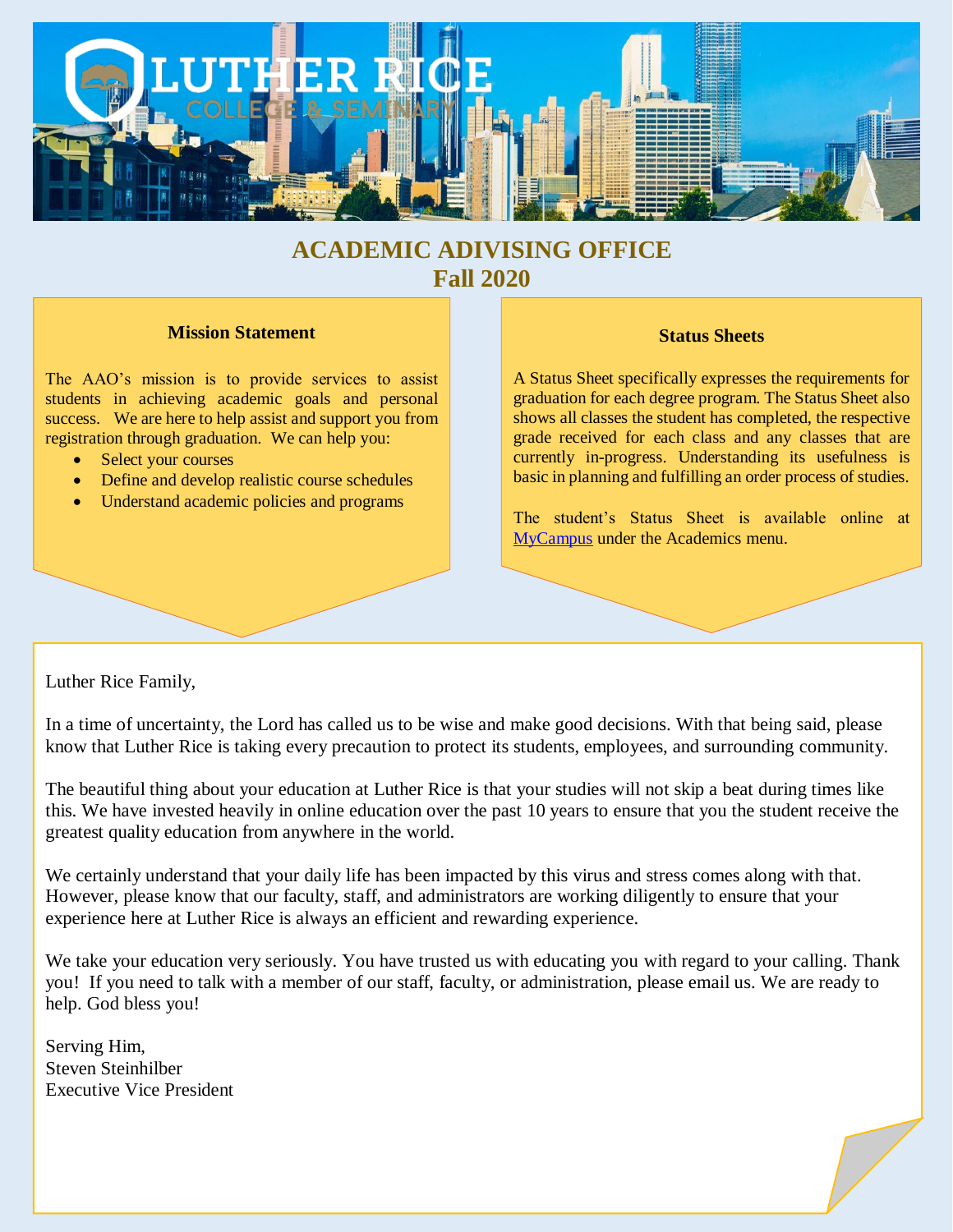# ACADEMIC ADIVISING OFFICE
## Fall 2020

### Mission Statement

The AAO's mission is to provide services to assist students in achieving academic goals and personal success. We are here to help assist and support you from registration through graduation. We can help you:

- Select your courses
- Define and develop realistic course schedules
- Understand academic policies and programs

### Status Sheets

A Status Sheet specifically expresses the requirements for graduation for each degree program. The Status Sheet also shows all classes the student has completed, the respective grade received for each class and any classes that are currently in-progress. Understanding its usefulness is basic in planning and fulfilling an order process of studies.

The student's Status Sheet is available online at MyCampus under the Academics menu.

Luther Rice Family,

In a time of uncertainty, the Lord has called us to be wise and make good decisions. With that being said, please know that Luther Rice is taking every precaution to protect its students, employees, and surrounding community.

The beautiful thing about your education at Luther Rice is that your studies will not skip a beat during times like this. We have invested heavily in online education over the past 10 years to ensure that you the student receive the greatest quality education from anywhere in the world.

We certainly understand that your daily life has been impacted by this virus and stress comes along with that. However, please know that our faculty, staff, and administrators are working diligently to ensure that your experience here at Luther Rice is always an efficient and rewarding experience.

We take your education very seriously. You have trusted us with educating you with regard to your calling. Thank you! If you need to talk with a member of our staff, faculty, or administration, please email us. We are ready to help. God bless you!

Serving Him,
Steven Steinhilber
Executive Vice President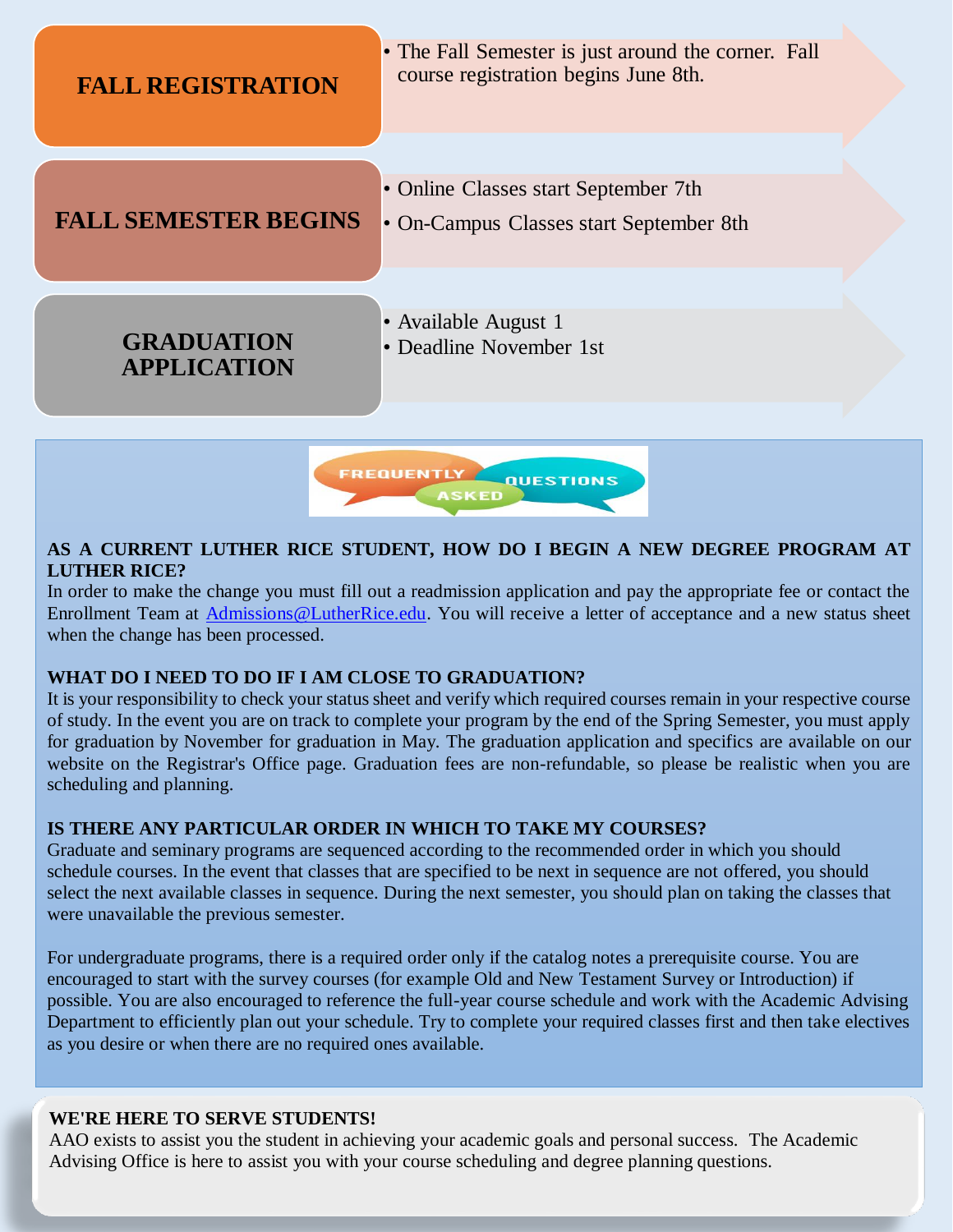## FALL REGISTRATION

- The Fall Semester is just around the corner. Fall course registration begins June 8th.

## FALL SEMESTER BEGINS

- Online Classes start September 7th
- On-Campus Classes start September 8th

## GRADUATION APPLICATION

- Available August 1
- Deadline November 1st

## FREQUENTLY ASKED QUESTIONS

**AS A CURRENT LUTHER RICE STUDENT, HOW DO I BEGIN A NEW DEGREE PROGRAM AT LUTHER RICE?**

In order to make the change you must fill out a readmission application and pay the appropriate fee or contact the Enrollment Team at Admissions@LutherRice.edu. You will receive a letter of acceptance and a new status sheet when the change has been processed.

**WHAT DO I NEED TO DO IF I AM CLOSE TO GRADUATION?**

It is your responsibility to check your status sheet and verify which required courses remain in your respective course of study. In the event you are on track to complete your program by the end of the Spring Semester, you must apply for graduation by November for graduation in May. The graduation application and specifics are available on our website on the Registrar's Office page. Graduation fees are non-refundable, so please be realistic when you are scheduling and planning.

**IS THERE ANY PARTICULAR ORDER IN WHICH TO TAKE MY COURSES?**

Graduate and seminary programs are sequenced according to the recommended order in which you should schedule courses. In the event that classes that are specified to be next in sequence are not offered, you should select the next available classes in sequence. During the next semester, you should plan on taking the classes that were unavailable the previous semester.

For undergraduate programs, there is a required order only if the catalog notes a prerequisite course. You are encouraged to start with the survey courses (for example Old and New Testament Survey or Introduction) if possible. You are also encouraged to reference the full-year course schedule and work with the Academic Advising Department to efficiently plan out your schedule. Try to complete your required classes first and then take electives as you desire or when there are no required ones available.

**WE'RE HERE TO SERVE STUDENTS!**

AAO exists to assist you the student in achieving your academic goals and personal success. The Academic Advising Office is here to assist you with your course scheduling and degree planning questions.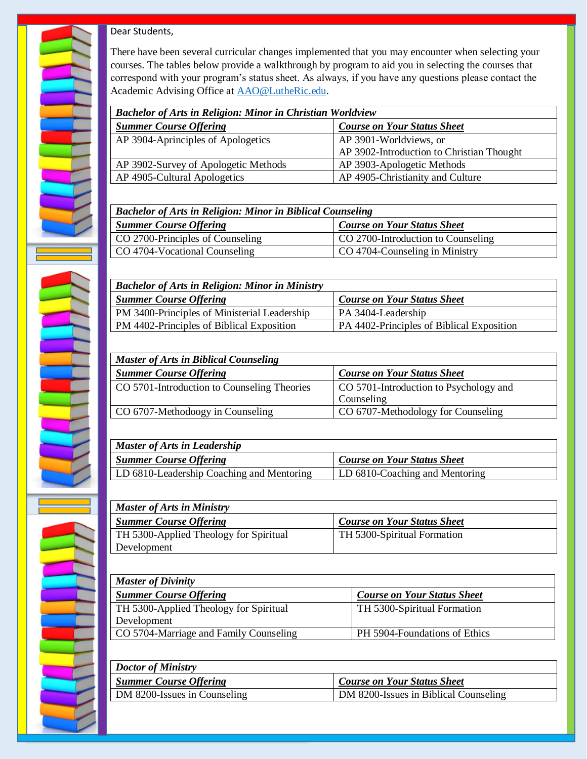Dear Students,

There have been several curricular changes implemented that you may encounter when selecting your courses. The tables below provide a walkthrough by program to aid you in selecting the courses that correspond with your program's status sheet. As always, if you have any questions please contact the Academic Advising Office at AAO@LutheRic.edu.

| ***Bachelor of Arts in Religion: Minor in Christian Worldview*** | |
|---|---|
| ***Summer Course Offering*** | ***Course on Your Status Sheet*** |
| AP 3904-Aprinciples of Apologetics | AP 3901-Worldviews, or<br>AP 3902-Introduction to Christian Thought |
| AP 3902-Survey of Apologetic Methods | AP 3903-Apologetic Methods |
| AP 4905-Cultural Apologetics | AP 4905-Christianity and Culture |

| ***Bachelor of Arts in Religion: Minor in Biblical Counseling*** | |
|---|---|
| ***Summer Course Offering*** | ***Course on Your Status Sheet*** |
| CO 2700-Principles of Counseling | CO 2700-Introduction to Counseling |
| CO 4704-Vocational Counseling | CO 4704-Counseling in Ministry |

| ***Bachelor of Arts in Religion: Minor in Ministry*** | |
|---|---|
| ***Summer Course Offering*** | ***Course on Your Status Sheet*** |
| PM 3400-Principles of Ministerial Leadership | PA 3404-Leadership |
| PM 4402-Principles of Biblical Exposition | PA 4402-Principles of Biblical Exposition |

| ***Master of Arts in Biblical Counseling*** | |
|---|---|
| ***Summer Course Offering*** | ***Course on Your Status Sheet*** |
| CO 5701-Introduction to Counseling Theories | CO 5701-Introduction to Psychology and Counseling |
| CO 6707-Methodoogy in Counseling | CO 6707-Methodology for Counseling |

| ***Master of Arts in Leadership*** | |
|---|---|
| ***Summer Course Offering*** | ***Course on Your Status Sheet*** |
| LD 6810-Leadership Coaching and Mentoring | LD 6810-Coaching and Mentoring |

| ***Master of Arts in Ministry*** | |
|---|---|
| ***Summer Course Offering*** | ***Course on Your Status Sheet*** |
| TH 5300-Applied Theology for Spiritual Development | TH 5300-Spiritual Formation |

| ***Master of Divinity*** | |
|---|---|
| ***Summer Course Offering*** | ***Course on Your Status Sheet*** |
| TH 5300-Applied Theology for Spiritual Development | TH 5300-Spiritual Formation |
| CO 5704-Marriage and Family Counseling | PH 5904-Foundations of Ethics |

| ***Doctor of Ministry*** | |
|---|---|
| ***Summer Course Offering*** | ***Course on Your Status Sheet*** |
| DM 8200-Issues in Counseling | DM 8200-Issues in Biblical Counseling |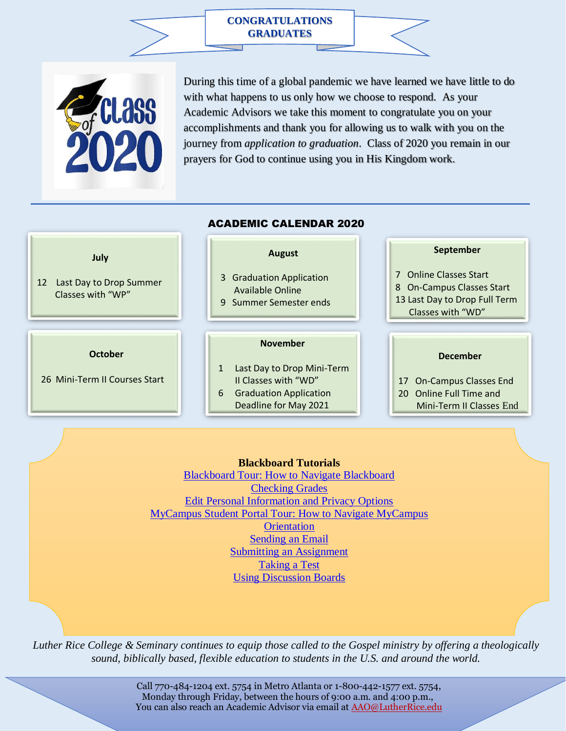# CONGRATULATIONS GRADUATES

During this time of a global pandemic we have learned we have little to do with what happens to us only how we choose to respond. As your Academic Advisors we take this moment to congratulate you on your accomplishments and thank you for allowing us to walk with you on the journey from *application to graduation*. Class of 2020 you remain in our prayers for God to continue using you in His Kingdom work.

## ACADEMIC CALENDAR 2020

**July**

12 Last Day to Drop Summer Classes with “WP”

**August**

3 Graduation Application Available Online
9 Summer Semester ends

**September**

7 Online Classes Start
8 On-Campus Classes Start
13 Last Day to Drop Full Term Classes with “WD”

**October**

26 Mini-Term II Courses Start

**November**

1 Last Day to Drop Mini-Term II Classes with “WD”
6 Graduation Application Deadline for May 2021

**December**

17 On-Campus Classes End
20 Online Full Time and Mini-Term II Classes End

**Blackboard Tutorials**

Blackboard Tour: How to Navigate Blackboard
Checking Grades
Edit Personal Information and Privacy Options
MyCampus Student Portal Tour: How to Navigate MyCampus
Orientation
Sending an Email
Submitting an Assignment
Taking a Test
Using Discussion Boards

*Luther Rice College & Seminary continues to equip those called to the Gospel ministry by offering a theologically sound, biblically based, flexible education to students in the U.S. and around the world.*

Call 770-484-1204 ext. 5754 in Metro Atlanta or 1-800-442-1577 ext. 5754, Monday through Friday, between the hours of 9:00 a.m. and 4:00 p.m., You can also reach an Academic Advisor via email at AAO@LutherRice.edu